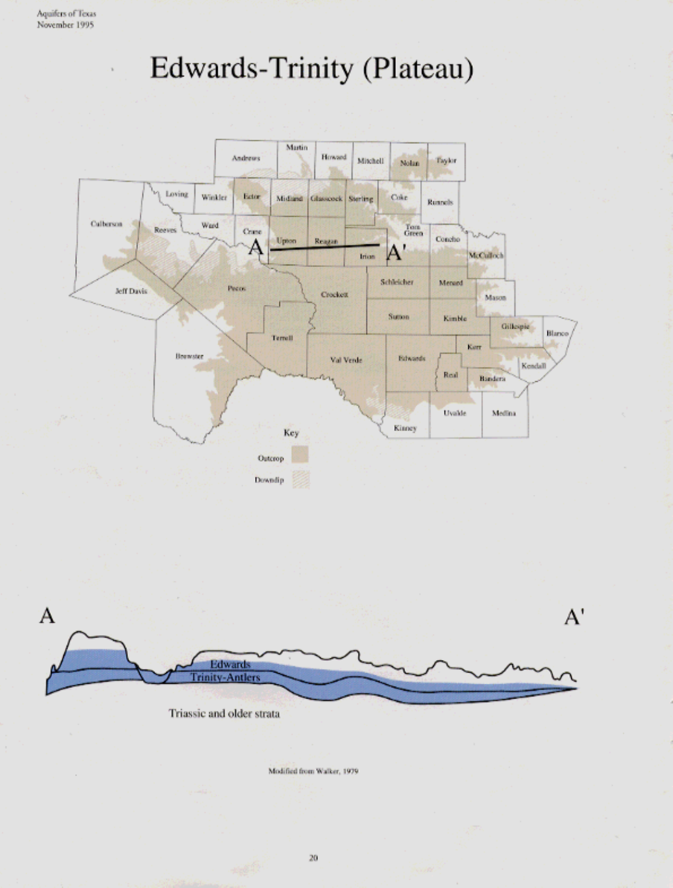# Edwards-Trinity (Plateau)

Key

Outcrop

Downdip

Modified from Walker, 1979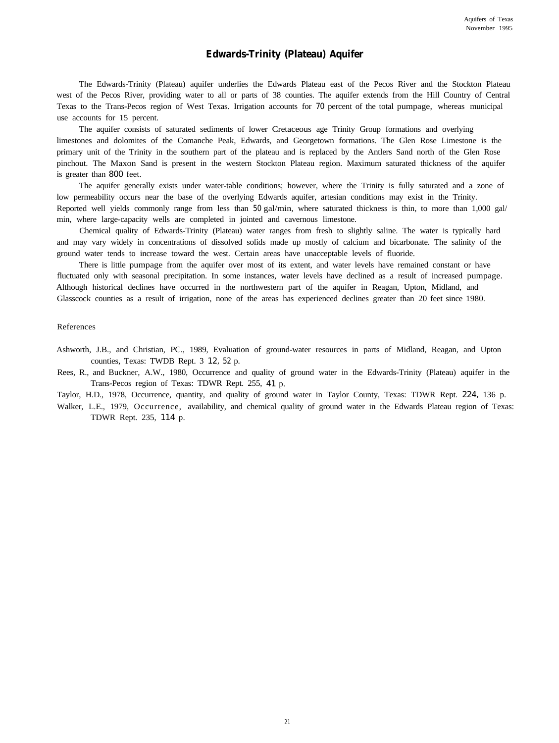# Edwards-Trinity (Plateau) Aquifer

The Edwards-Trinity (Plateau) aquifer underlies the Edwards Plateau east of the Pecos River and the Stockton Plateau west of the Pecos River, providing water to all or parts of 38 counties. The aquifer extends from the Hill Country of Central Texas to the Trans-Pecos region of West Texas. Irrigation accounts for 70 percent of the total pumpage, whereas municipal use accounts for 15 percent.

The aquifer consists of saturated sediments of lower Cretaceous age Trinity Group formations and overlying limestones and dolomites of the Comanche Peak, Edwards, and Georgetown formations. The Glen Rose Limestone is the primary unit of the Trinity in the southern part of the plateau and is replaced by the Antlers Sand north of the Glen Rose pinchout. The Maxon Sand is present in the western Stockton Plateau region. Maximum saturated thickness of the aquifer is greater than 800 feet.

The aquifer generally exists under water-table conditions; however, where the Trinity is fully saturated and a zone of low permeability occurs near the base of the overlying Edwards aquifer, artesian conditions may exist in the Trinity. Reported well yields commonly range from less than 50 gal/min, where saturated thickness is thin, to more than 1,000 gal/min, where large-capacity wells are completed in jointed and cavernous limestone.

Chemical quality of Edwards-Trinity (Plateau) water ranges from fresh to slightly saline. The water is typically hard and may vary widely in concentrations of dissolved solids made up mostly of calcium and bicarbonate. The salinity of the ground water tends to increase toward the west. Certain areas have unacceptable levels of fluoride.

There is little pumpage from the aquifer over most of its extent, and water levels have remained constant or have fluctuated only with seasonal precipitation. In some instances, water levels have declined as a result of increased pumpage. Although historical declines have occurred in the northwestern part of the aquifer in Reagan, Upton, Midland, and Glasscock counties as a result of irrigation, none of the areas has experienced declines greater than 20 feet since 1980.

References

Ashworth, J.B., and Christian, PC., 1989, Evaluation of ground-water resources in parts of Midland, Reagan, and Upton counties, Texas: TWDB Rept. 3 12, 52 p.

Rees, R., and Buckner, A.W., 1980, Occurrence and quality of ground water in the Edwards-Trinity (Plateau) aquifer in the Trans-Pecos region of Texas: TDWR Rept. 255, 41 p.

Taylor, H.D., 1978, Occurrence, quantity, and quality of ground water in Taylor County, Texas: TDWR Rept. 224, 136 p.

Walker, L.E., 1979, Occurrence, availability, and chemical quality of ground water in the Edwards Plateau region of Texas: TDWR Rept. 235, 114 p.